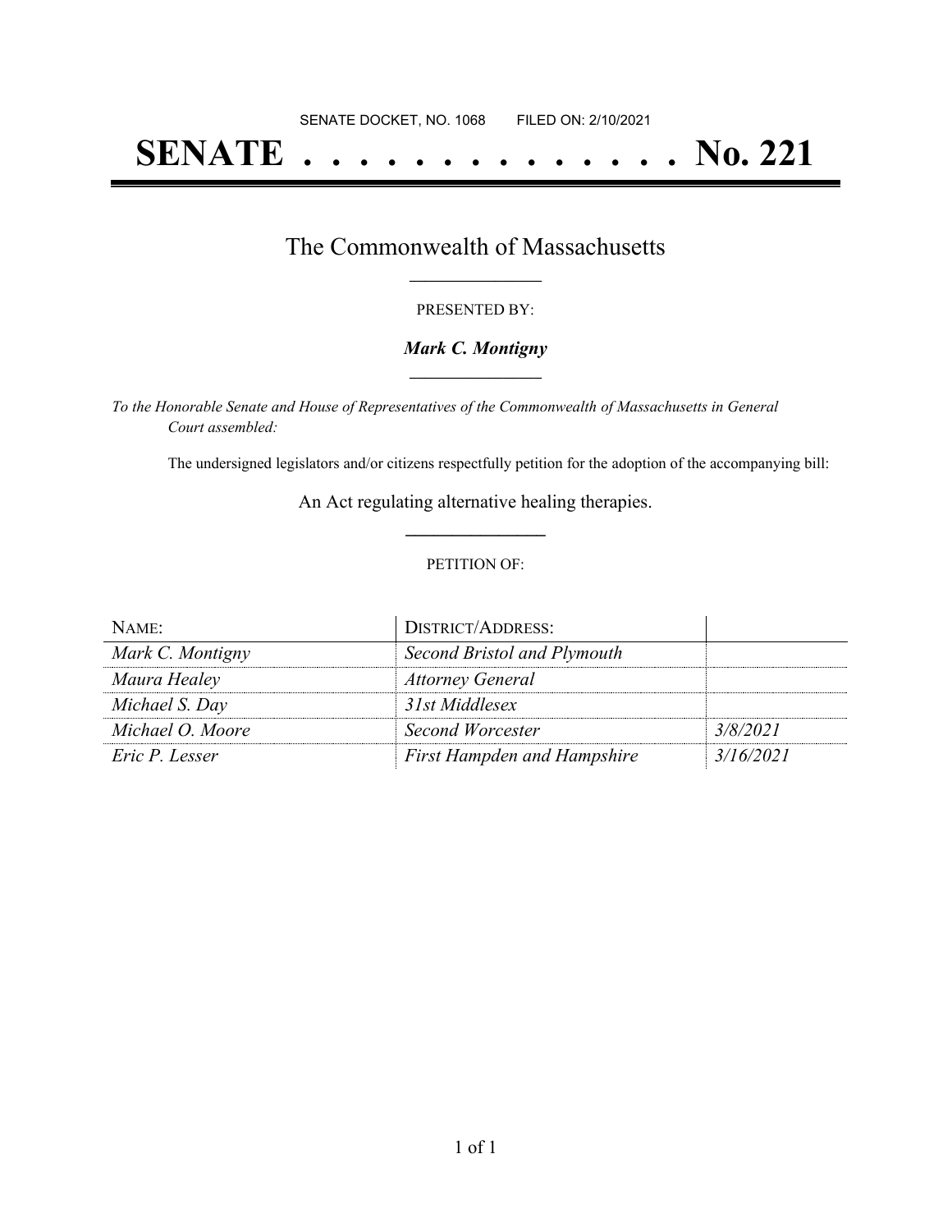SENATE DOCKET, NO. 1068        FILED ON: 2/10/2021

# SENATE . . . . . . . . . . . . . . No. 221

## The Commonwealth of Massachusetts

PRESENTED BY:

***Mark C. Montigny***

*To the Honorable Senate and House of Representatives of the Commonwealth of Massachusetts in General Court assembled:*

The undersigned legislators and/or citizens respectfully petition for the adoption of the accompanying bill:

An Act regulating alternative healing therapies.

PETITION OF:

| NAME: | DISTRICT/ADDRESS: | |
|---|---|---|
| *Mark C. Montigny* | *Second Bristol and Plymouth* | |
| *Maura Healey* | *Attorney General* | |
| *Michael S. Day* | *31st Middlesex* | |
| *Michael O. Moore* | *Second Worcester* | *3/8/2021* |
| *Eric P. Lesser* | *First Hampden and Hampshire* | *3/16/2021* |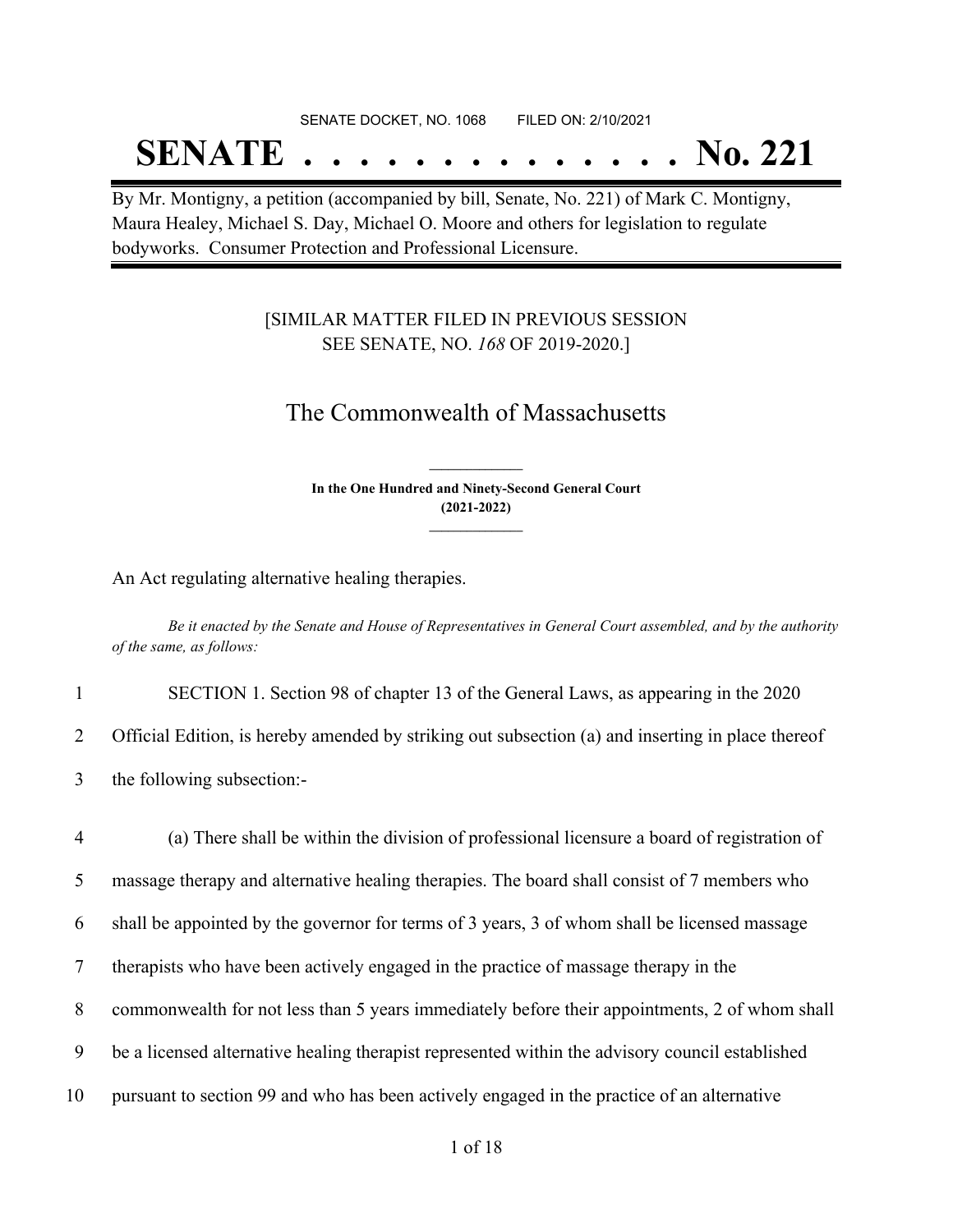SENATE DOCKET, NO. 1068 FILED ON: 2/10/2021

# SENATE . . . . . . . . . . . . . . No. 221

By Mr. Montigny, a petition (accompanied by bill, Senate, No. 221) of Mark C. Montigny, Maura Healey, Michael S. Day, Michael O. Moore and others for legislation to regulate bodyworks. Consumer Protection and Professional Licensure.

[SIMILAR MATTER FILED IN PREVIOUS SESSION SEE SENATE, NO. *168* OF 2019-2020.]

## The Commonwealth of Massachusetts

**In the One Hundred and Ninety-Second General Court (2021-2022)**

An Act regulating alternative healing therapies.

*Be it enacted by the Senate and House of Representatives in General Court assembled, and by the authority of the same, as follows:*

1 SECTION 1. Section 98 of chapter 13 of the General Laws, as appearing in the 2020
2 Official Edition, is hereby amended by striking out subsection (a) and inserting in place thereof
3 the following subsection:-

4 (a) There shall be within the division of professional licensure a board of registration of
5 massage therapy and alternative healing therapies. The board shall consist of 7 members who
6 shall be appointed by the governor for terms of 3 years, 3 of whom shall be licensed massage
7 therapists who have been actively engaged in the practice of massage therapy in the
8 commonwealth for not less than 5 years immediately before their appointments, 2 of whom shall
9 be a licensed alternative healing therapist represented within the advisory council established
10 pursuant to section 99 and who has been actively engaged in the practice of an alternative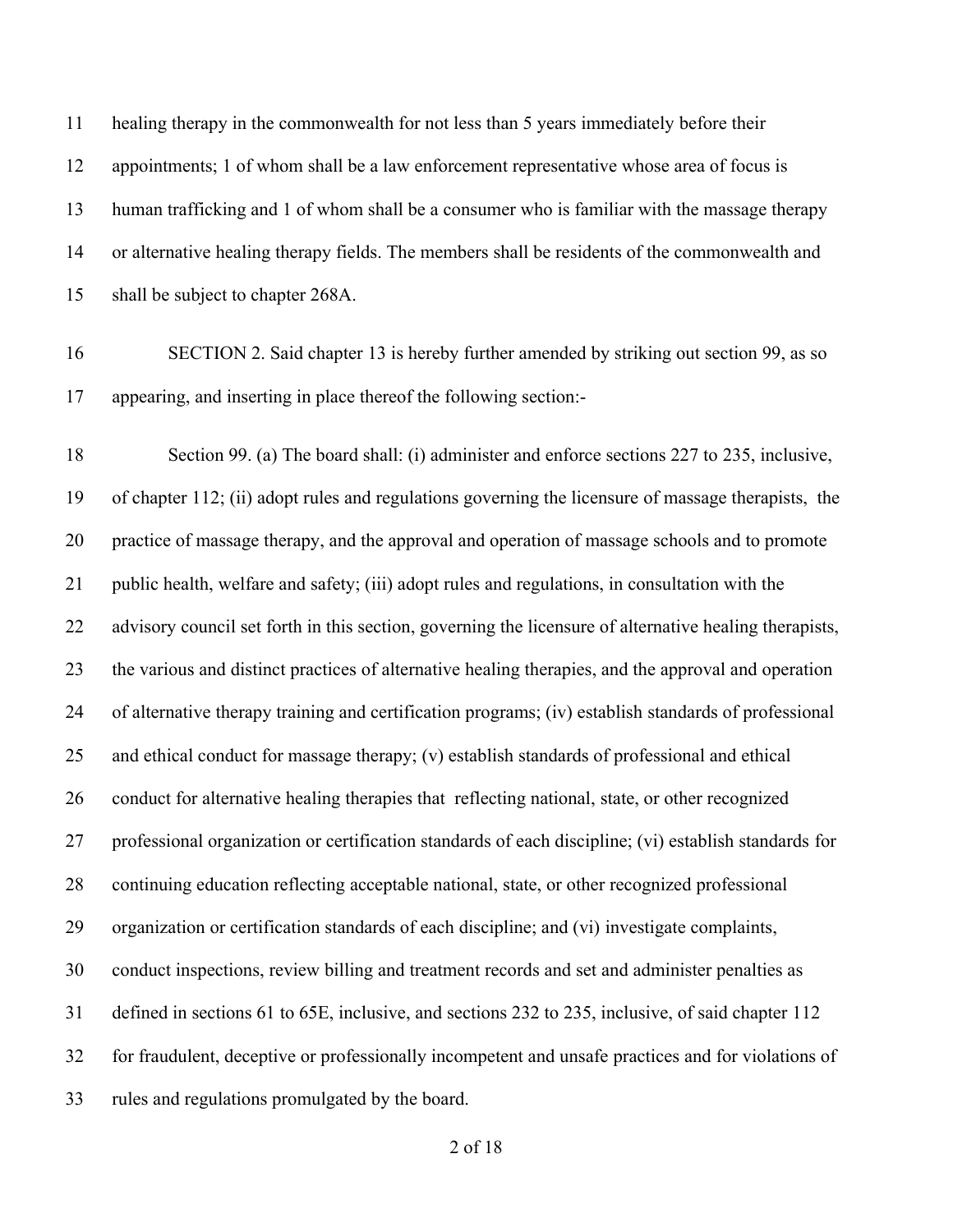healing therapy in the commonwealth for not less than 5 years immediately before their appointments; 1 of whom shall be a law enforcement representative whose area of focus is human trafficking and 1 of whom shall be a consumer who is familiar with the massage therapy or alternative healing therapy fields. The members shall be residents of the commonwealth and shall be subject to chapter 268A.

SECTION 2. Said chapter 13 is hereby further amended by striking out section 99, as so appearing, and inserting in place thereof the following section:-

Section 99. (a) The board shall: (i) administer and enforce sections 227 to 235, inclusive, of chapter 112; (ii) adopt rules and regulations governing the licensure of massage therapists, the practice of massage therapy, and the approval and operation of massage schools and to promote public health, welfare and safety; (iii) adopt rules and regulations, in consultation with the advisory council set forth in this section, governing the licensure of alternative healing therapists, the various and distinct practices of alternative healing therapies, and the approval and operation of alternative therapy training and certification programs; (iv) establish standards of professional and ethical conduct for massage therapy; (v) establish standards of professional and ethical conduct for alternative healing therapies that reflecting national, state, or other recognized professional organization or certification standards of each discipline; (vi) establish standards for continuing education reflecting acceptable national, state, or other recognized professional organization or certification standards of each discipline; and (vi) investigate complaints, conduct inspections, review billing and treatment records and set and administer penalties as defined in sections 61 to 65E, inclusive, and sections 232 to 235, inclusive, of said chapter 112 for fraudulent, deceptive or professionally incompetent and unsafe practices and for violations of rules and regulations promulgated by the board.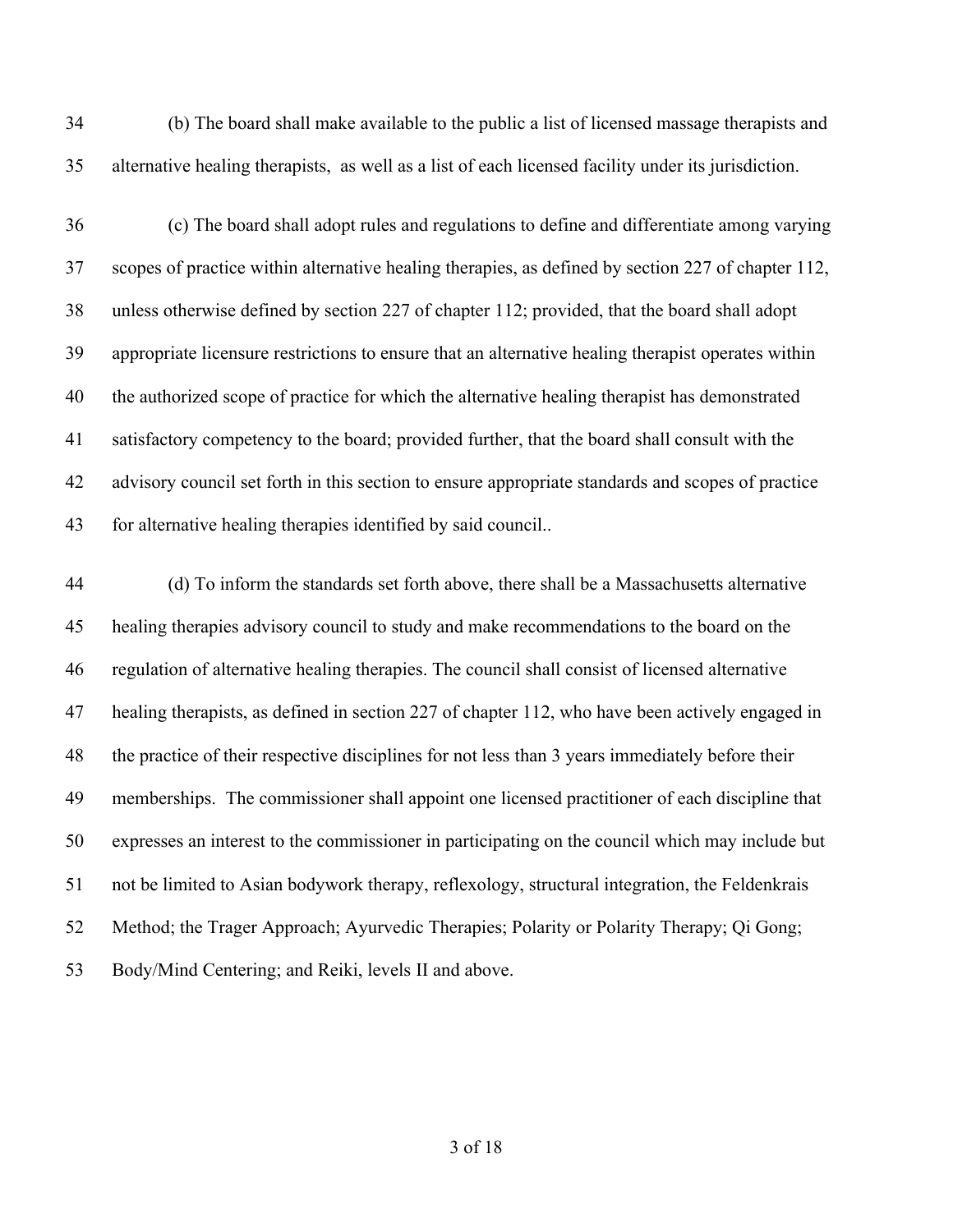(b) The board shall make available to the public a list of licensed massage therapists and alternative healing therapists, as well as a list of each licensed facility under its jurisdiction.

(c) The board shall adopt rules and regulations to define and differentiate among varying scopes of practice within alternative healing therapies, as defined by section 227 of chapter 112, unless otherwise defined by section 227 of chapter 112; provided, that the board shall adopt appropriate licensure restrictions to ensure that an alternative healing therapist operates within the authorized scope of practice for which the alternative healing therapist has demonstrated satisfactory competency to the board; provided further, that the board shall consult with the advisory council set forth in this section to ensure appropriate standards and scopes of practice for alternative healing therapies identified by said council..

(d) To inform the standards set forth above, there shall be a Massachusetts alternative healing therapies advisory council to study and make recommendations to the board on the regulation of alternative healing therapies. The council shall consist of licensed alternative healing therapists, as defined in section 227 of chapter 112, who have been actively engaged in the practice of their respective disciplines for not less than 3 years immediately before their memberships. The commissioner shall appoint one licensed practitioner of each discipline that expresses an interest to the commissioner in participating on the council which may include but not be limited to Asian bodywork therapy, reflexology, structural integration, the Feldenkrais Method; the Trager Approach; Ayurvedic Therapies; Polarity or Polarity Therapy; Qi Gong; Body/Mind Centering; and Reiki, levels II and above.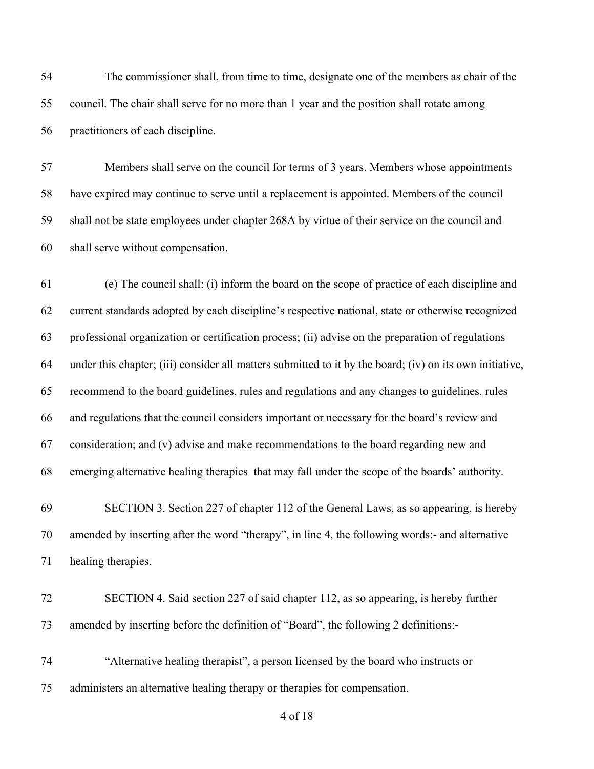The commissioner shall, from time to time, designate one of the members as chair of the council. The chair shall serve for no more than 1 year and the position shall rotate among practitioners of each discipline.

Members shall serve on the council for terms of 3 years. Members whose appointments have expired may continue to serve until a replacement is appointed. Members of the council shall not be state employees under chapter 268A by virtue of their service on the council and shall serve without compensation.

(e) The council shall: (i) inform the board on the scope of practice of each discipline and current standards adopted by each discipline's respective national, state or otherwise recognized professional organization or certification process; (ii) advise on the preparation of regulations under this chapter; (iii) consider all matters submitted to it by the board; (iv) on its own initiative, recommend to the board guidelines, rules and regulations and any changes to guidelines, rules and regulations that the council considers important or necessary for the board's review and consideration; and (v) advise and make recommendations to the board regarding new and emerging alternative healing therapies that may fall under the scope of the boards' authority.

SECTION 3. Section 227 of chapter 112 of the General Laws, as so appearing, is hereby amended by inserting after the word "therapy", in line 4, the following words:- and alternative healing therapies.

SECTION 4. Said section 227 of said chapter 112, as so appearing, is hereby further amended by inserting before the definition of "Board", the following 2 definitions:-

"Alternative healing therapist", a person licensed by the board who instructs or administers an alternative healing therapy or therapies for compensation.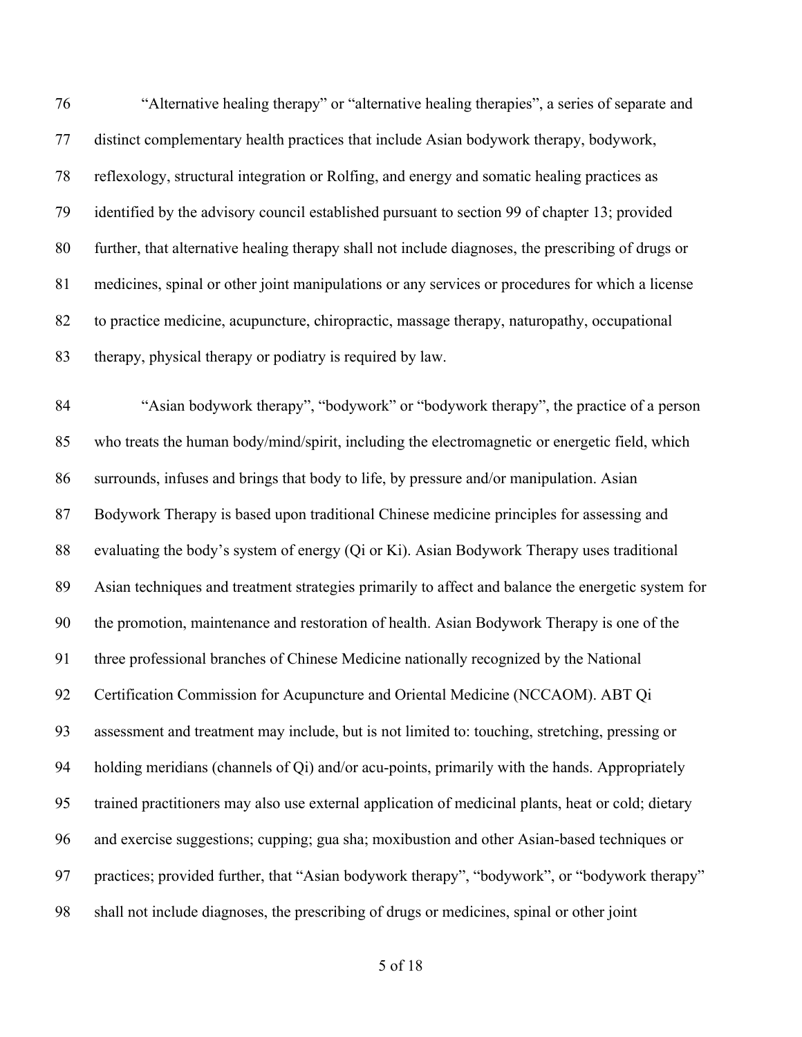"Alternative healing therapy" or "alternative healing therapies", a series of separate and distinct complementary health practices that include Asian bodywork therapy, bodywork, reflexology, structural integration or Rolfing, and energy and somatic healing practices as identified by the advisory council established pursuant to section 99 of chapter 13; provided further, that alternative healing therapy shall not include diagnoses, the prescribing of drugs or medicines, spinal or other joint manipulations or any services or procedures for which a license to practice medicine, acupuncture, chiropractic, massage therapy, naturopathy, occupational therapy, physical therapy or podiatry is required by law.

"Asian bodywork therapy", "bodywork" or "bodywork therapy", the practice of a person who treats the human body/mind/spirit, including the electromagnetic or energetic field, which surrounds, infuses and brings that body to life, by pressure and/or manipulation. Asian Bodywork Therapy is based upon traditional Chinese medicine principles for assessing and evaluating the body's system of energy (Qi or Ki). Asian Bodywork Therapy uses traditional Asian techniques and treatment strategies primarily to affect and balance the energetic system for the promotion, maintenance and restoration of health. Asian Bodywork Therapy is one of the three professional branches of Chinese Medicine nationally recognized by the National Certification Commission for Acupuncture and Oriental Medicine (NCCAOM). ABT Qi assessment and treatment may include, but is not limited to: touching, stretching, pressing or holding meridians (channels of Qi) and/or acu-points, primarily with the hands. Appropriately trained practitioners may also use external application of medicinal plants, heat or cold; dietary and exercise suggestions; cupping; gua sha; moxibustion and other Asian-based techniques or practices; provided further, that "Asian bodywork therapy", "bodywork", or "bodywork therapy" shall not include diagnoses, the prescribing of drugs or medicines, spinal or other joint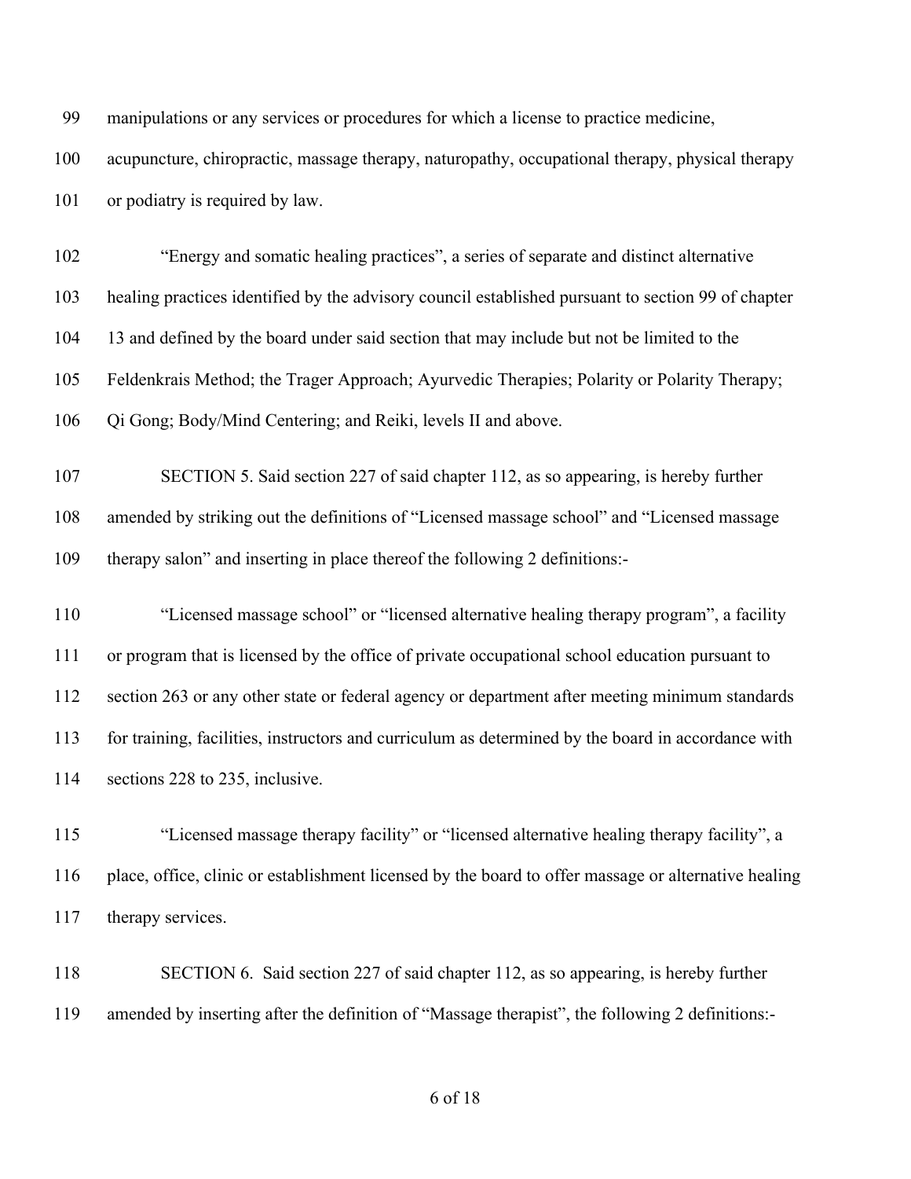manipulations or any services or procedures for which a license to practice medicine, acupuncture, chiropractic, massage therapy, naturopathy, occupational therapy, physical therapy or podiatry is required by law.

"Energy and somatic healing practices", a series of separate and distinct alternative healing practices identified by the advisory council established pursuant to section 99 of chapter 13 and defined by the board under said section that may include but not be limited to the Feldenkrais Method; the Trager Approach; Ayurvedic Therapies; Polarity or Polarity Therapy; Qi Gong; Body/Mind Centering; and Reiki, levels II and above.

SECTION 5. Said section 227 of said chapter 112, as so appearing, is hereby further amended by striking out the definitions of "Licensed massage school" and "Licensed massage therapy salon" and inserting in place thereof the following 2 definitions:-

"Licensed massage school" or "licensed alternative healing therapy program", a facility or program that is licensed by the office of private occupational school education pursuant to section 263 or any other state or federal agency or department after meeting minimum standards for training, facilities, instructors and curriculum as determined by the board in accordance with sections 228 to 235, inclusive.

"Licensed massage therapy facility" or "licensed alternative healing therapy facility", a place, office, clinic or establishment licensed by the board to offer massage or alternative healing therapy services.

SECTION 6. Said section 227 of said chapter 112, as so appearing, is hereby further amended by inserting after the definition of "Massage therapist", the following 2 definitions:-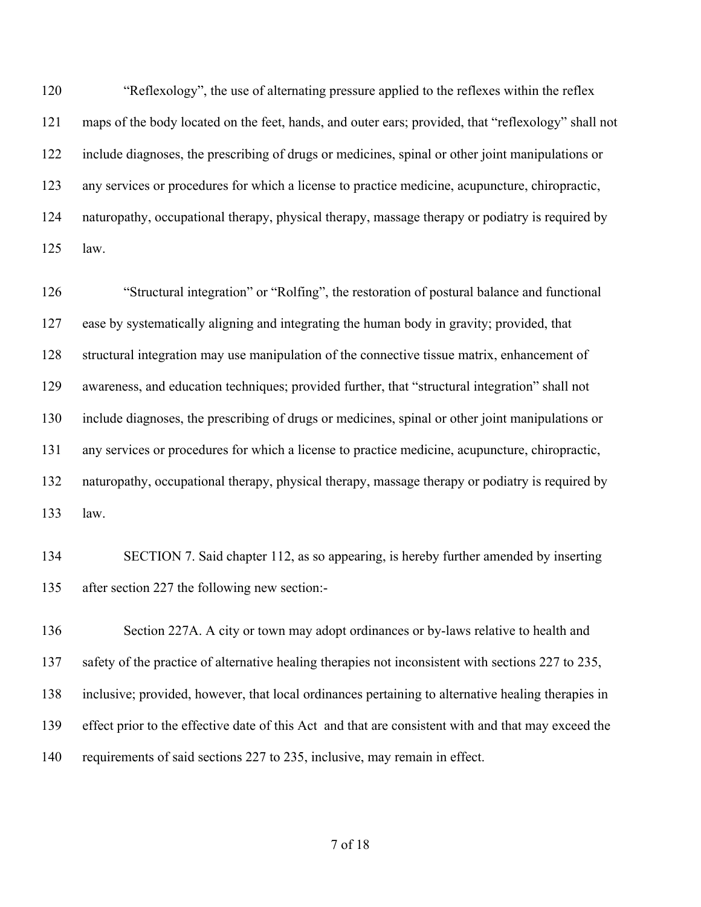"Reflexology", the use of alternating pressure applied to the reflexes within the reflex maps of the body located on the feet, hands, and outer ears; provided, that "reflexology" shall not include diagnoses, the prescribing of drugs or medicines, spinal or other joint manipulations or any services or procedures for which a license to practice medicine, acupuncture, chiropractic, naturopathy, occupational therapy, physical therapy, massage therapy or podiatry is required by law.

"Structural integration" or "Rolfing", the restoration of postural balance and functional ease by systematically aligning and integrating the human body in gravity; provided, that structural integration may use manipulation of the connective tissue matrix, enhancement of awareness, and education techniques; provided further, that "structural integration" shall not include diagnoses, the prescribing of drugs or medicines, spinal or other joint manipulations or any services or procedures for which a license to practice medicine, acupuncture, chiropractic, naturopathy, occupational therapy, physical therapy, massage therapy or podiatry is required by law.

SECTION 7. Said chapter 112, as so appearing, is hereby further amended by inserting after section 227 the following new section:-

Section 227A. A city or town may adopt ordinances or by-laws relative to health and safety of the practice of alternative healing therapies not inconsistent with sections 227 to 235, inclusive; provided, however, that local ordinances pertaining to alternative healing therapies in effect prior to the effective date of this Act and that are consistent with and that may exceed the requirements of said sections 227 to 235, inclusive, may remain in effect.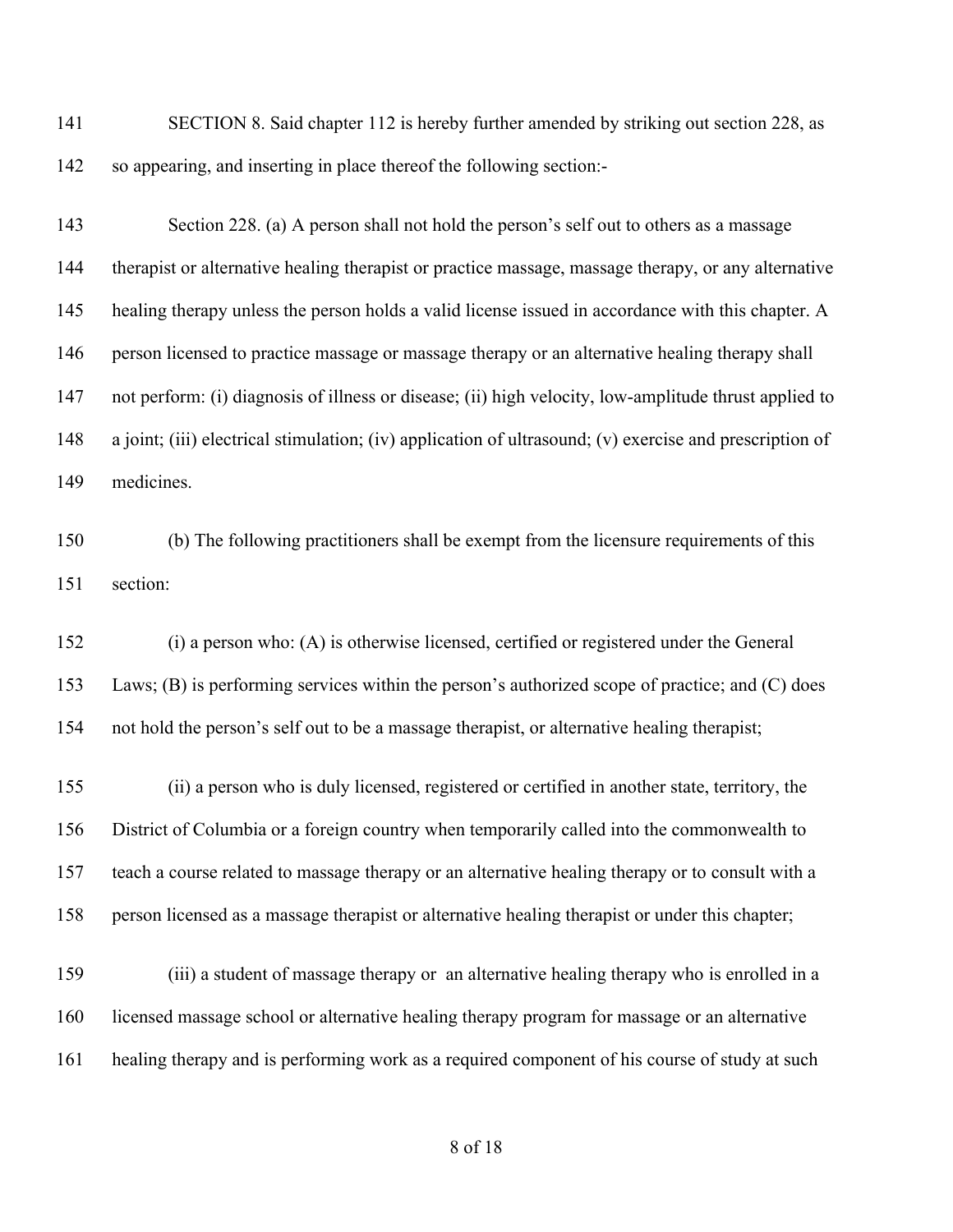SECTION 8. Said chapter 112 is hereby further amended by striking out section 228, as so appearing, and inserting in place thereof the following section:-

Section 228. (a) A person shall not hold the person's self out to others as a massage therapist or alternative healing therapist or practice massage, massage therapy, or any alternative healing therapy unless the person holds a valid license issued in accordance with this chapter. A person licensed to practice massage or massage therapy or an alternative healing therapy shall not perform: (i) diagnosis of illness or disease; (ii) high velocity, low-amplitude thrust applied to a joint; (iii) electrical stimulation; (iv) application of ultrasound; (v) exercise and prescription of medicines.

(b) The following practitioners shall be exempt from the licensure requirements of this section:

(i) a person who: (A) is otherwise licensed, certified or registered under the General Laws; (B) is performing services within the person's authorized scope of practice; and (C) does not hold the person's self out to be a massage therapist, or alternative healing therapist;

(ii) a person who is duly licensed, registered or certified in another state, territory, the District of Columbia or a foreign country when temporarily called into the commonwealth to teach a course related to massage therapy or an alternative healing therapy or to consult with a person licensed as a massage therapist or alternative healing therapist or under this chapter;

(iii) a student of massage therapy or an alternative healing therapy who is enrolled in a licensed massage school or alternative healing therapy program for massage or an alternative healing therapy and is performing work as a required component of his course of study at such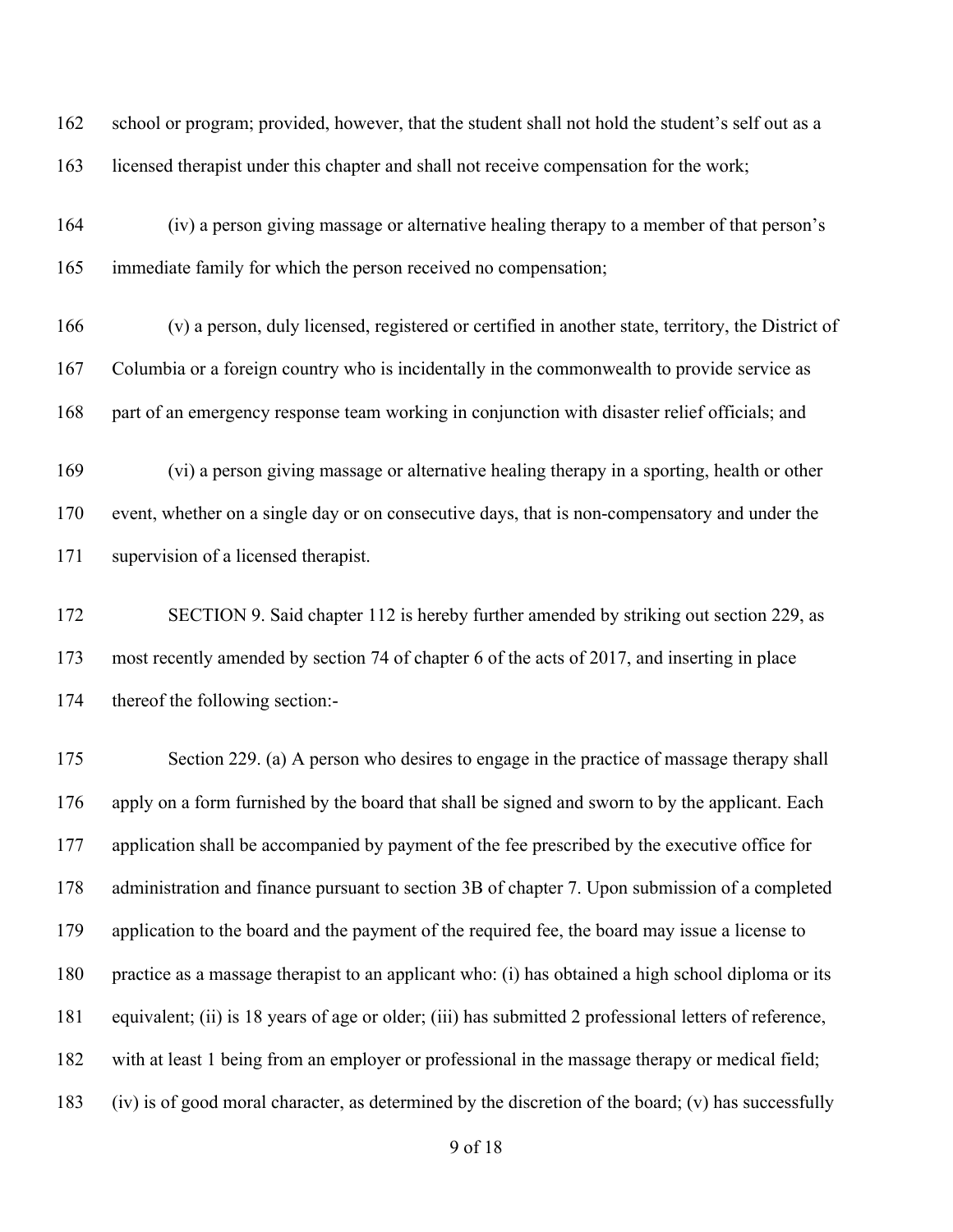school or program; provided, however, that the student shall not hold the student's self out as a licensed therapist under this chapter and shall not receive compensation for the work;

(iv) a person giving massage or alternative healing therapy to a member of that person's immediate family for which the person received no compensation;

(v) a person, duly licensed, registered or certified in another state, territory, the District of Columbia or a foreign country who is incidentally in the commonwealth to provide service as part of an emergency response team working in conjunction with disaster relief officials; and

(vi) a person giving massage or alternative healing therapy in a sporting, health or other event, whether on a single day or on consecutive days, that is non-compensatory and under the supervision of a licensed therapist.

SECTION 9. Said chapter 112 is hereby further amended by striking out section 229, as most recently amended by section 74 of chapter 6 of the acts of 2017, and inserting in place thereof the following section:-

Section 229. (a) A person who desires to engage in the practice of massage therapy shall apply on a form furnished by the board that shall be signed and sworn to by the applicant. Each application shall be accompanied by payment of the fee prescribed by the executive office for administration and finance pursuant to section 3B of chapter 7. Upon submission of a completed application to the board and the payment of the required fee, the board may issue a license to practice as a massage therapist to an applicant who: (i) has obtained a high school diploma or its equivalent; (ii) is 18 years of age or older; (iii) has submitted 2 professional letters of reference, with at least 1 being from an employer or professional in the massage therapy or medical field; (iv) is of good moral character, as determined by the discretion of the board; (v) has successfully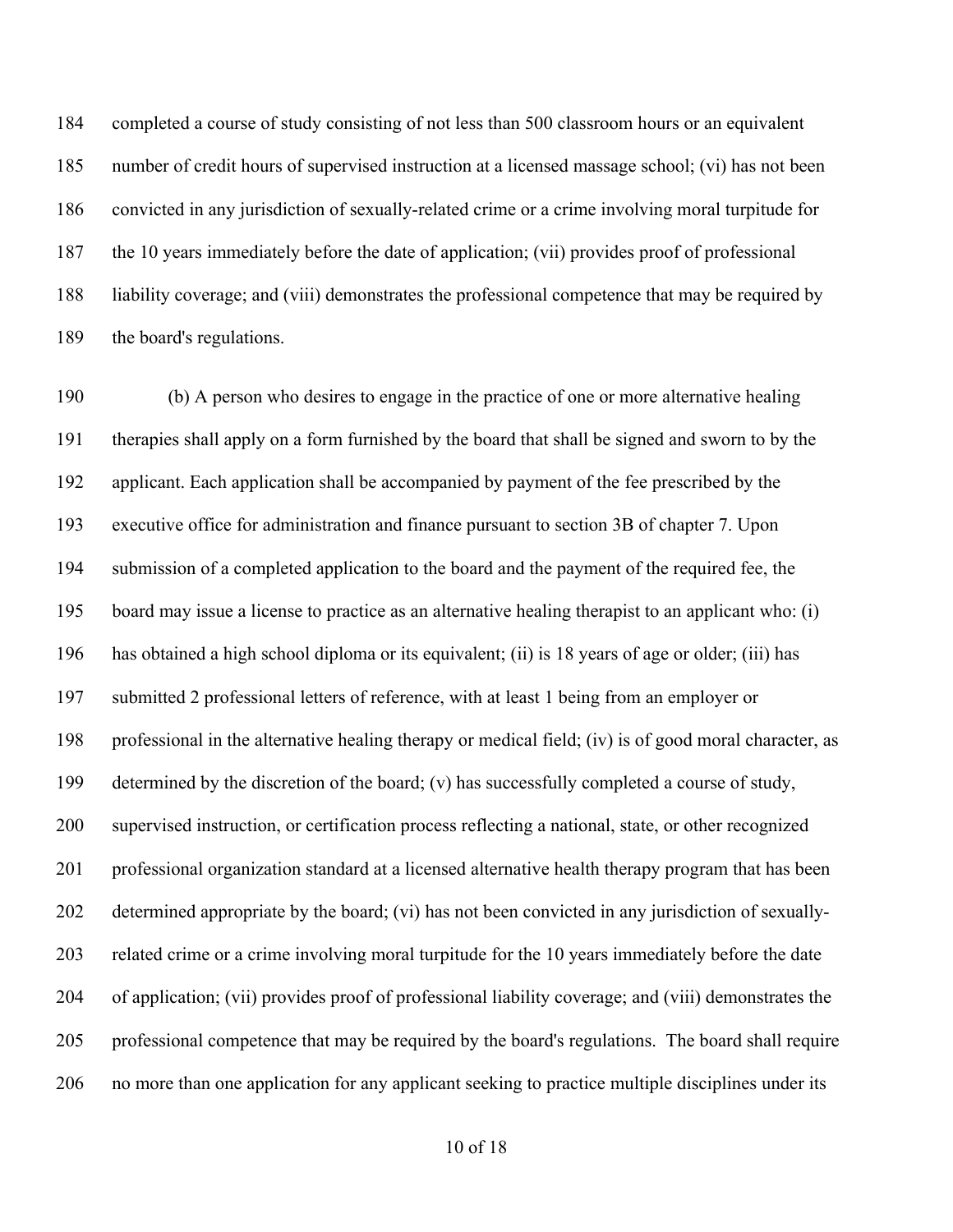completed a course of study consisting of not less than 500 classroom hours or an equivalent number of credit hours of supervised instruction at a licensed massage school; (vi) has not been convicted in any jurisdiction of sexually-related crime or a crime involving moral turpitude for the 10 years immediately before the date of application; (vii) provides proof of professional liability coverage; and (viii) demonstrates the professional competence that may be required by the board's regulations.

(b) A person who desires to engage in the practice of one or more alternative healing therapies shall apply on a form furnished by the board that shall be signed and sworn to by the applicant. Each application shall be accompanied by payment of the fee prescribed by the executive office for administration and finance pursuant to section 3B of chapter 7. Upon submission of a completed application to the board and the payment of the required fee, the board may issue a license to practice as an alternative healing therapist to an applicant who: (i) has obtained a high school diploma or its equivalent; (ii) is 18 years of age or older; (iii) has submitted 2 professional letters of reference, with at least 1 being from an employer or professional in the alternative healing therapy or medical field; (iv) is of good moral character, as determined by the discretion of the board; (v) has successfully completed a course of study, supervised instruction, or certification process reflecting a national, state, or other recognized professional organization standard at a licensed alternative health therapy program that has been determined appropriate by the board; (vi) has not been convicted in any jurisdiction of sexually-related crime or a crime involving moral turpitude for the 10 years immediately before the date of application; (vii) provides proof of professional liability coverage; and (viii) demonstrates the professional competence that may be required by the board's regulations. The board shall require no more than one application for any applicant seeking to practice multiple disciplines under its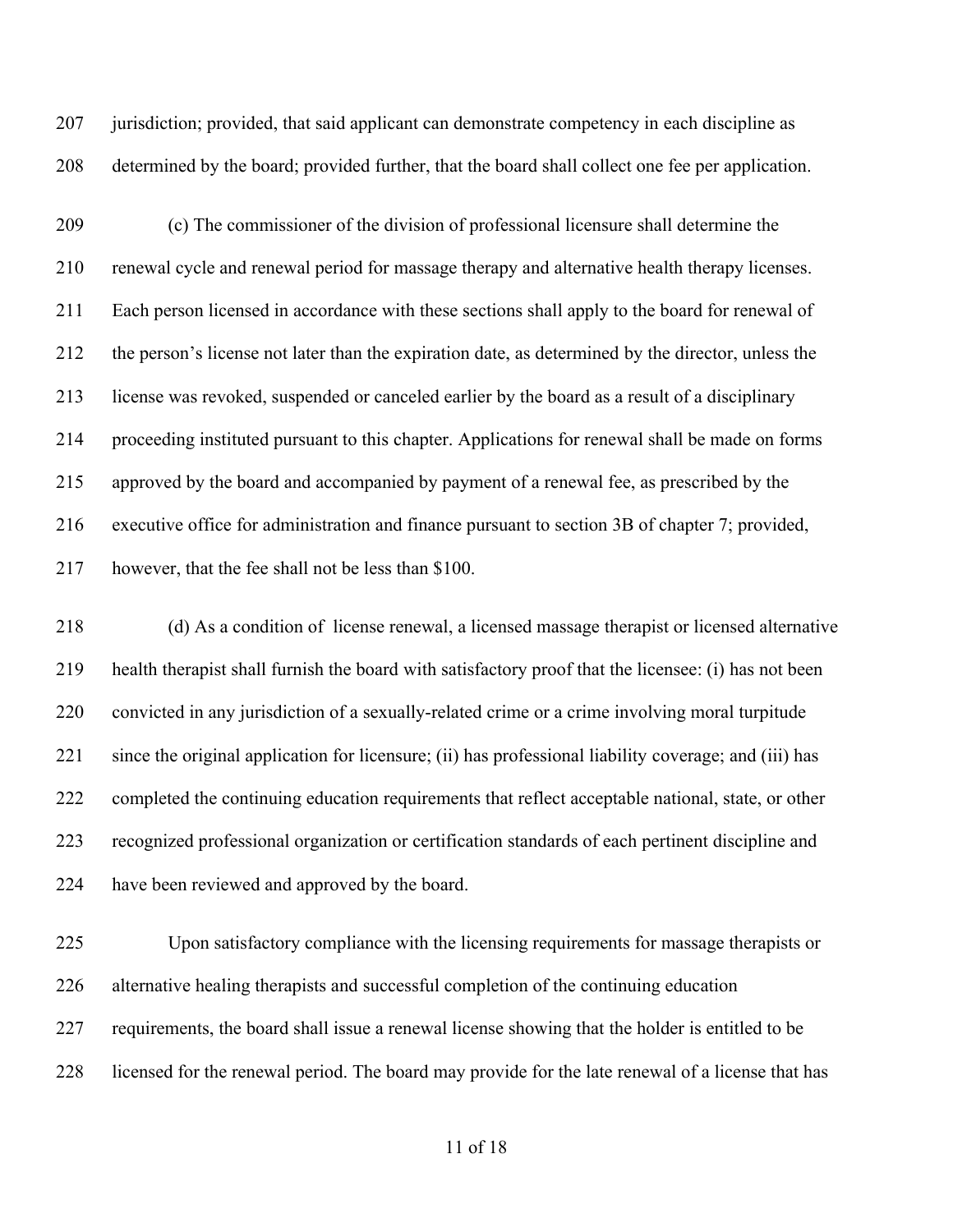jurisdiction; provided, that said applicant can demonstrate competency in each discipline as determined by the board; provided further, that the board shall collect one fee per application.

(c) The commissioner of the division of professional licensure shall determine the renewal cycle and renewal period for massage therapy and alternative health therapy licenses. Each person licensed in accordance with these sections shall apply to the board for renewal of the person's license not later than the expiration date, as determined by the director, unless the license was revoked, suspended or canceled earlier by the board as a result of a disciplinary proceeding instituted pursuant to this chapter. Applications for renewal shall be made on forms approved by the board and accompanied by payment of a renewal fee, as prescribed by the executive office for administration and finance pursuant to section 3B of chapter 7; provided, however, that the fee shall not be less than $100.

(d) As a condition of license renewal, a licensed massage therapist or licensed alternative health therapist shall furnish the board with satisfactory proof that the licensee: (i) has not been convicted in any jurisdiction of a sexually-related crime or a crime involving moral turpitude since the original application for licensure; (ii) has professional liability coverage; and (iii) has completed the continuing education requirements that reflect acceptable national, state, or other recognized professional organization or certification standards of each pertinent discipline and have been reviewed and approved by the board.

Upon satisfactory compliance with the licensing requirements for massage therapists or alternative healing therapists and successful completion of the continuing education requirements, the board shall issue a renewal license showing that the holder is entitled to be licensed for the renewal period. The board may provide for the late renewal of a license that has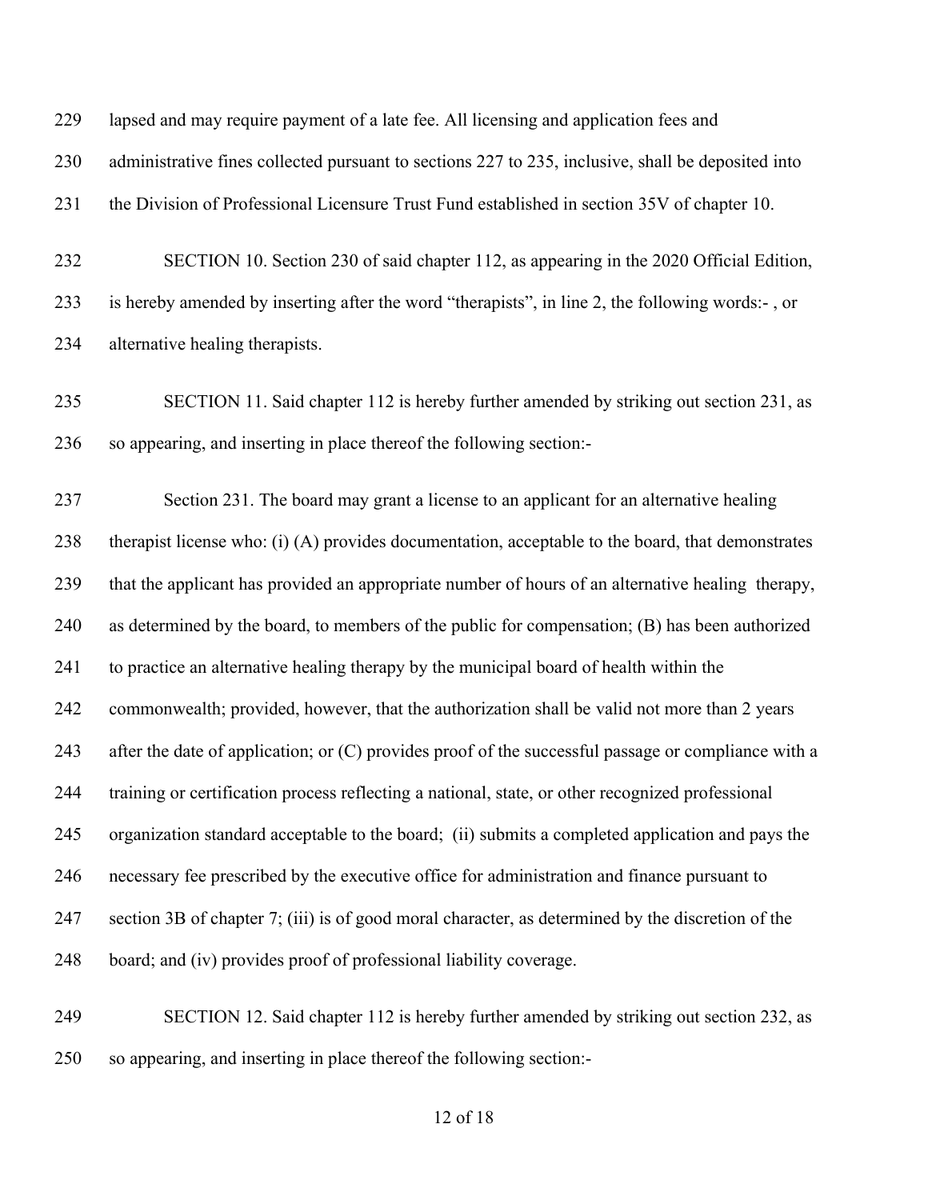lapsed and may require payment of a late fee. All licensing and application fees and administrative fines collected pursuant to sections 227 to 235, inclusive, shall be deposited into the Division of Professional Licensure Trust Fund established in section 35V of chapter 10.

SECTION 10. Section 230 of said chapter 112, as appearing in the 2020 Official Edition, is hereby amended by inserting after the word "therapists", in line 2, the following words:- , or alternative healing therapists.

SECTION 11. Said chapter 112 is hereby further amended by striking out section 231, as so appearing, and inserting in place thereof the following section:-

Section 231. The board may grant a license to an applicant for an alternative healing therapist license who: (i) (A) provides documentation, acceptable to the board, that demonstrates that the applicant has provided an appropriate number of hours of an alternative healing therapy, as determined by the board, to members of the public for compensation; (B) has been authorized to practice an alternative healing therapy by the municipal board of health within the commonwealth; provided, however, that the authorization shall be valid not more than 2 years after the date of application; or (C) provides proof of the successful passage or compliance with a training or certification process reflecting a national, state, or other recognized professional organization standard acceptable to the board; (ii) submits a completed application and pays the necessary fee prescribed by the executive office for administration and finance pursuant to section 3B of chapter 7; (iii) is of good moral character, as determined by the discretion of the board; and (iv) provides proof of professional liability coverage.

SECTION 12. Said chapter 112 is hereby further amended by striking out section 232, as so appearing, and inserting in place thereof the following section:-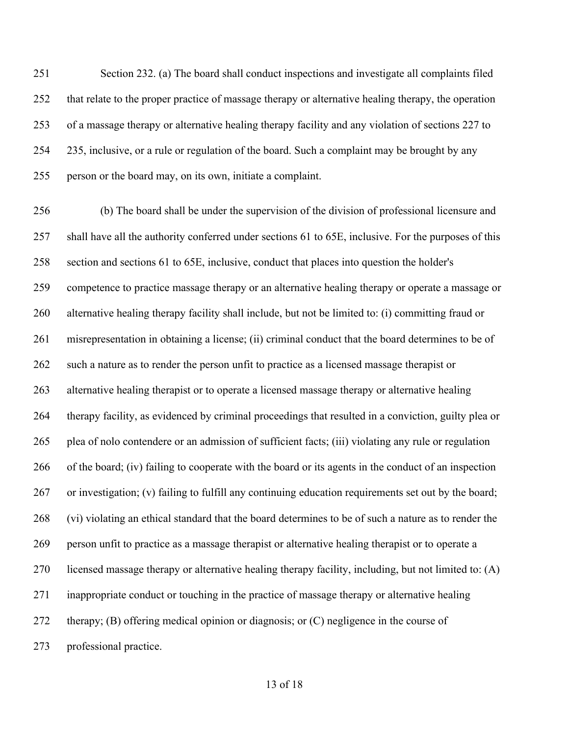Section 232. (a) The board shall conduct inspections and investigate all complaints filed that relate to the proper practice of massage therapy or alternative healing therapy, the operation of a massage therapy or alternative healing therapy facility and any violation of sections 227 to 235, inclusive, or a rule or regulation of the board. Such a complaint may be brought by any person or the board may, on its own, initiate a complaint.

(b) The board shall be under the supervision of the division of professional licensure and shall have all the authority conferred under sections 61 to 65E, inclusive. For the purposes of this section and sections 61 to 65E, inclusive, conduct that places into question the holder's competence to practice massage therapy or an alternative healing therapy or operate a massage or alternative healing therapy facility shall include, but not be limited to: (i) committing fraud or misrepresentation in obtaining a license; (ii) criminal conduct that the board determines to be of such a nature as to render the person unfit to practice as a licensed massage therapist or alternative healing therapist or to operate a licensed massage therapy or alternative healing therapy facility, as evidenced by criminal proceedings that resulted in a conviction, guilty plea or plea of nolo contendere or an admission of sufficient facts; (iii) violating any rule or regulation of the board; (iv) failing to cooperate with the board or its agents in the conduct of an inspection or investigation; (v) failing to fulfill any continuing education requirements set out by the board; (vi) violating an ethical standard that the board determines to be of such a nature as to render the person unfit to practice as a massage therapist or alternative healing therapist or to operate a licensed massage therapy or alternative healing therapy facility, including, but not limited to: (A) inappropriate conduct or touching in the practice of massage therapy or alternative healing therapy; (B) offering medical opinion or diagnosis; or (C) negligence in the course of professional practice.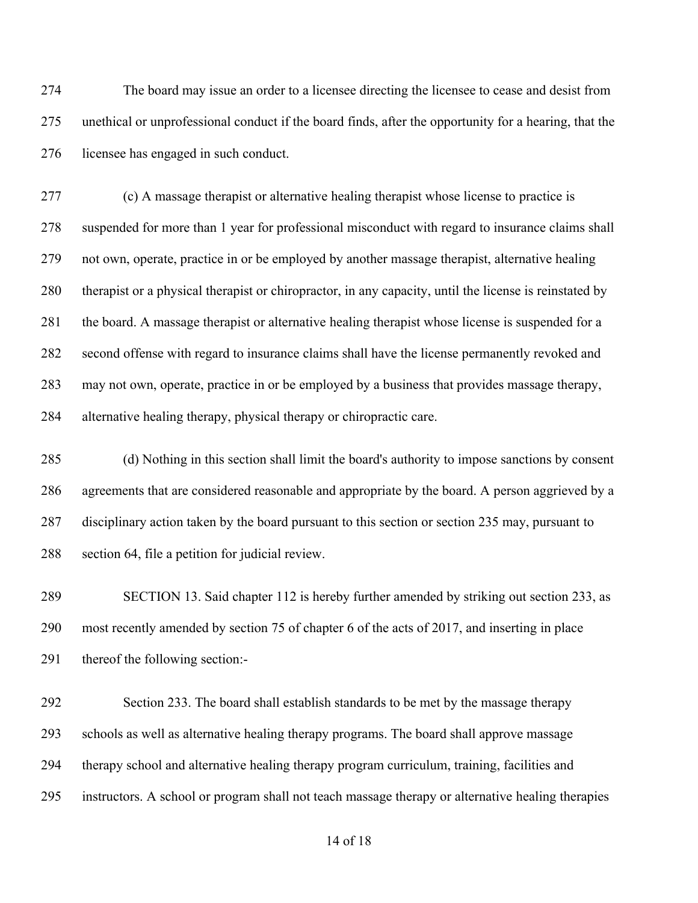The board may issue an order to a licensee directing the licensee to cease and desist from unethical or unprofessional conduct if the board finds, after the opportunity for a hearing, that the licensee has engaged in such conduct.

(c) A massage therapist or alternative healing therapist whose license to practice is suspended for more than 1 year for professional misconduct with regard to insurance claims shall not own, operate, practice in or be employed by another massage therapist, alternative healing therapist or a physical therapist or chiropractor, in any capacity, until the license is reinstated by the board. A massage therapist or alternative healing therapist whose license is suspended for a second offense with regard to insurance claims shall have the license permanently revoked and may not own, operate, practice in or be employed by a business that provides massage therapy, alternative healing therapy, physical therapy or chiropractic care.

(d) Nothing in this section shall limit the board's authority to impose sanctions by consent agreements that are considered reasonable and appropriate by the board. A person aggrieved by a disciplinary action taken by the board pursuant to this section or section 235 may, pursuant to section 64, file a petition for judicial review.

SECTION 13. Said chapter 112 is hereby further amended by striking out section 233, as most recently amended by section 75 of chapter 6 of the acts of 2017, and inserting in place thereof the following section:-

Section 233. The board shall establish standards to be met by the massage therapy schools as well as alternative healing therapy programs. The board shall approve massage therapy school and alternative healing therapy program curriculum, training, facilities and instructors. A school or program shall not teach massage therapy or alternative healing therapies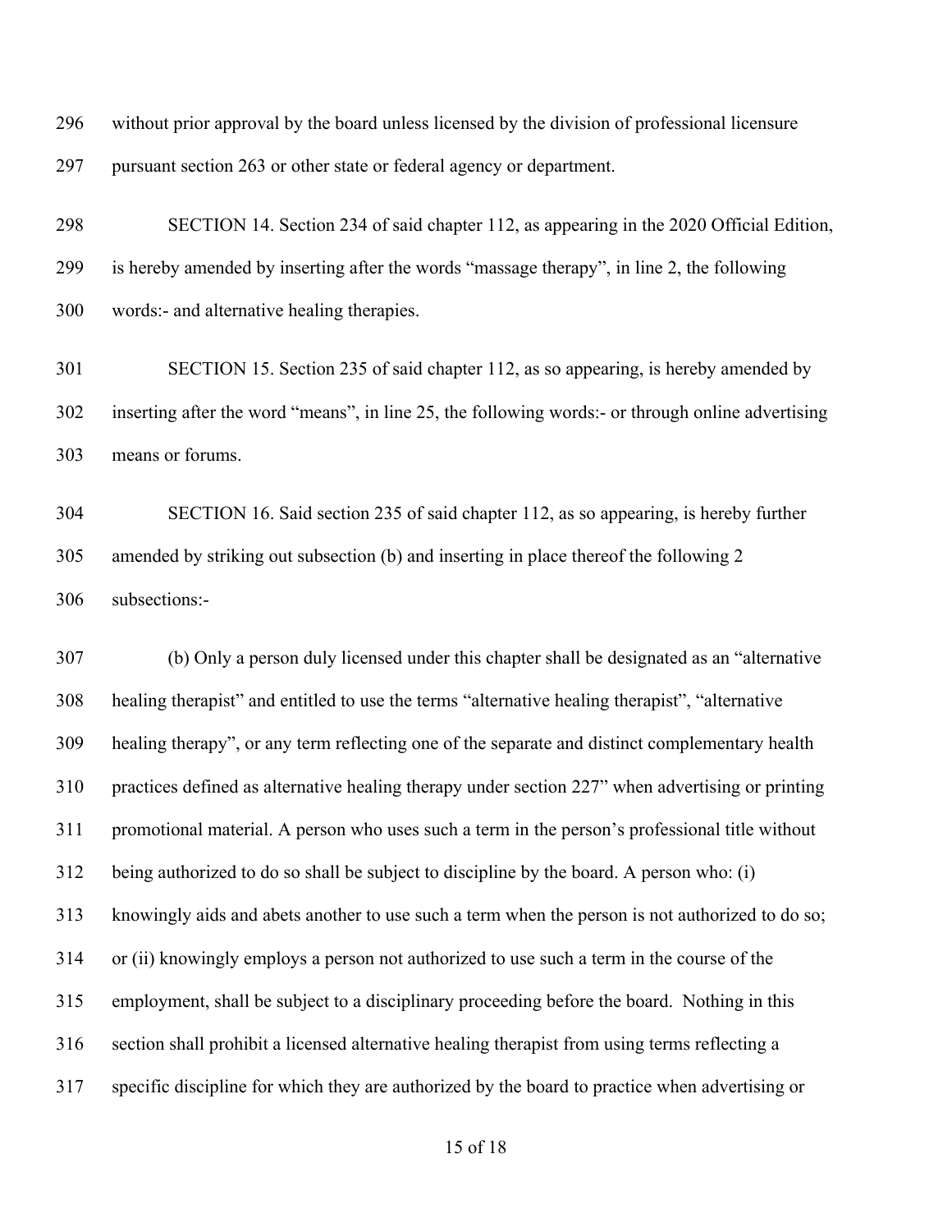without prior approval by the board unless licensed by the division of professional licensure pursuant section 263 or other state or federal agency or department.

SECTION 14. Section 234 of said chapter 112, as appearing in the 2020 Official Edition, is hereby amended by inserting after the words "massage therapy", in line 2, the following words:- and alternative healing therapies.

SECTION 15. Section 235 of said chapter 112, as so appearing, is hereby amended by inserting after the word "means", in line 25, the following words:- or through online advertising means or forums.

SECTION 16. Said section 235 of said chapter 112, as so appearing, is hereby further amended by striking out subsection (b) and inserting in place thereof the following 2 subsections:-

(b) Only a person duly licensed under this chapter shall be designated as an "alternative healing therapist" and entitled to use the terms "alternative healing therapist", "alternative healing therapy", or any term reflecting one of the separate and distinct complementary health practices defined as alternative healing therapy under section 227" when advertising or printing promotional material. A person who uses such a term in the person's professional title without being authorized to do so shall be subject to discipline by the board. A person who: (i) knowingly aids and abets another to use such a term when the person is not authorized to do so; or (ii) knowingly employs a person not authorized to use such a term in the course of the employment, shall be subject to a disciplinary proceeding before the board. Nothing in this section shall prohibit a licensed alternative healing therapist from using terms reflecting a specific discipline for which they are authorized by the board to practice when advertising or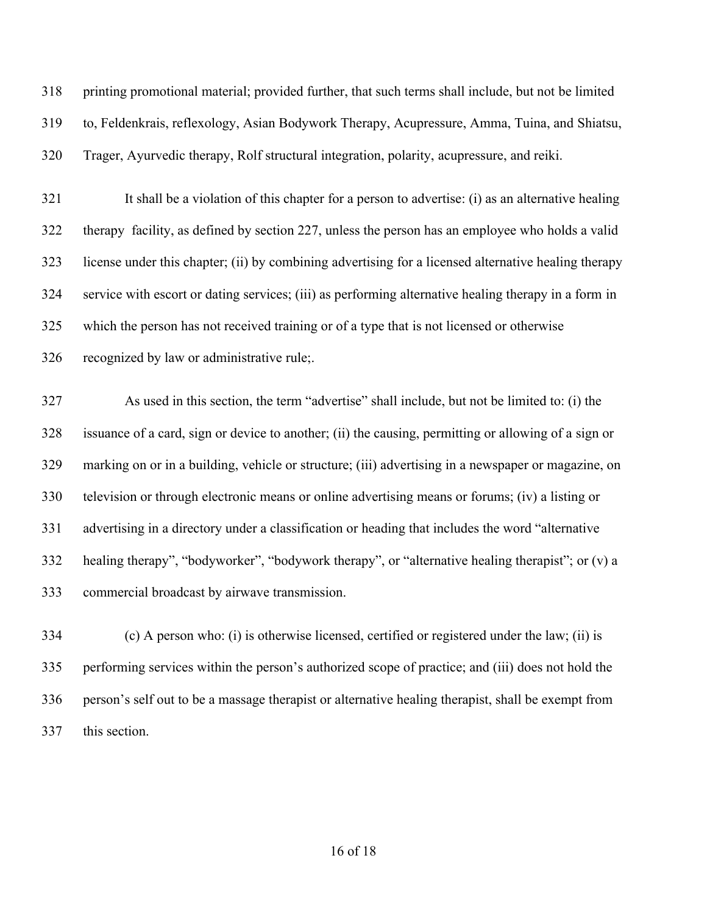printing promotional material; provided further, that such terms shall include, but not be limited to, Feldenkrais, reflexology, Asian Bodywork Therapy, Acupressure, Amma, Tuina, and Shiatsu, Trager, Ayurvedic therapy, Rolf structural integration, polarity, acupressure, and reiki.

It shall be a violation of this chapter for a person to advertise: (i) as an alternative healing therapy facility, as defined by section 227, unless the person has an employee who holds a valid license under this chapter; (ii) by combining advertising for a licensed alternative healing therapy service with escort or dating services; (iii) as performing alternative healing therapy in a form in which the person has not received training or of a type that is not licensed or otherwise recognized by law or administrative rule;.

As used in this section, the term "advertise" shall include, but not be limited to: (i) the issuance of a card, sign or device to another; (ii) the causing, permitting or allowing of a sign or marking on or in a building, vehicle or structure; (iii) advertising in a newspaper or magazine, on television or through electronic means or online advertising means or forums; (iv) a listing or advertising in a directory under a classification or heading that includes the word "alternative healing therapy", "bodyworker", "bodywork therapy", or "alternative healing therapist"; or (v) a commercial broadcast by airwave transmission.

(c) A person who: (i) is otherwise licensed, certified or registered under the law; (ii) is performing services within the person's authorized scope of practice; and (iii) does not hold the person's self out to be a massage therapist or alternative healing therapist, shall be exempt from this section.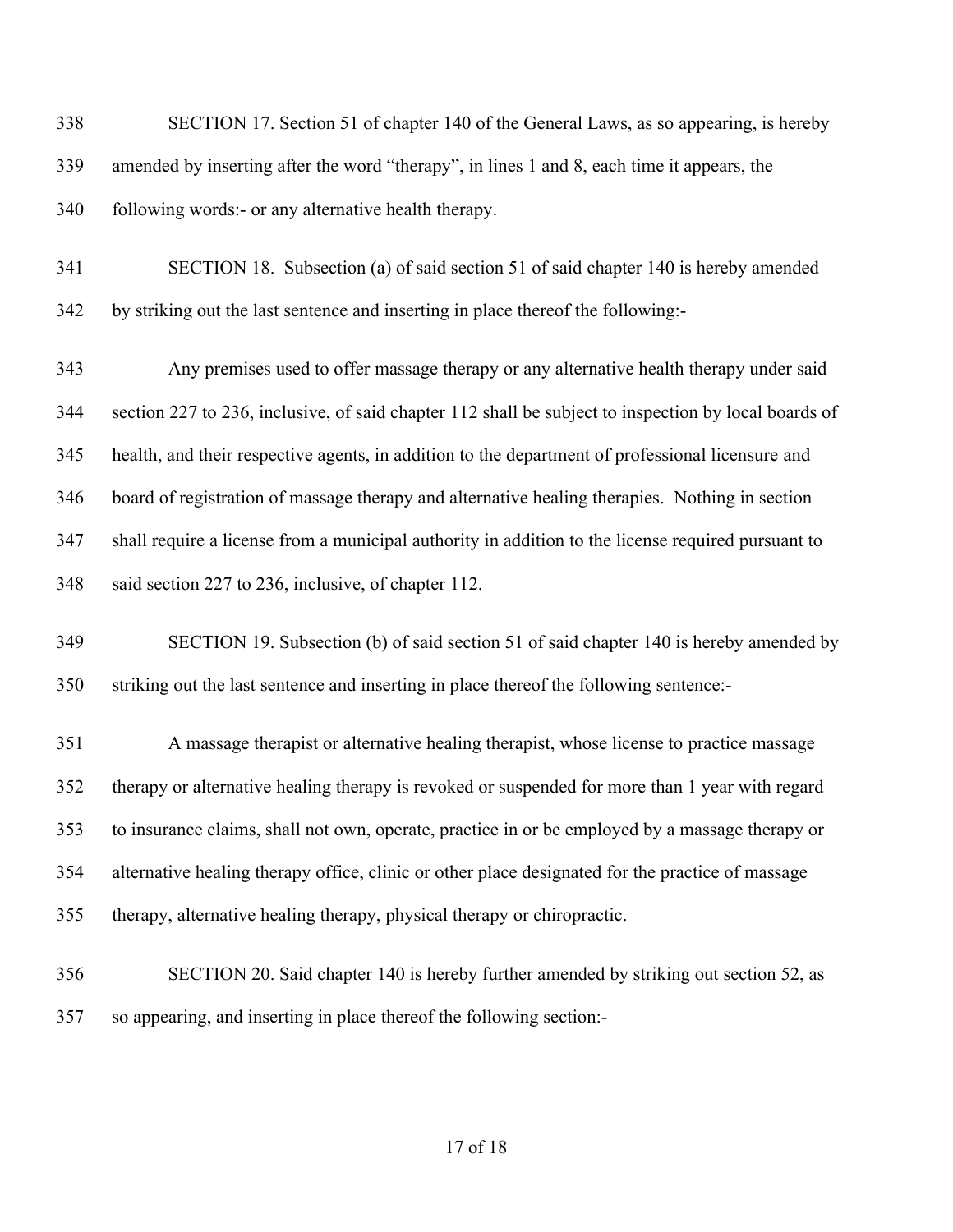SECTION 17. Section 51 of chapter 140 of the General Laws, as so appearing, is hereby amended by inserting after the word "therapy", in lines 1 and 8, each time it appears, the following words:- or any alternative health therapy.

SECTION 18. Subsection (a) of said section 51 of said chapter 140 is hereby amended by striking out the last sentence and inserting in place thereof the following:-

Any premises used to offer massage therapy or any alternative health therapy under said section 227 to 236, inclusive, of said chapter 112 shall be subject to inspection by local boards of health, and their respective agents, in addition to the department of professional licensure and board of registration of massage therapy and alternative healing therapies. Nothing in section shall require a license from a municipal authority in addition to the license required pursuant to said section 227 to 236, inclusive, of chapter 112.

SECTION 19. Subsection (b) of said section 51 of said chapter 140 is hereby amended by striking out the last sentence and inserting in place thereof the following sentence:-

A massage therapist or alternative healing therapist, whose license to practice massage therapy or alternative healing therapy is revoked or suspended for more than 1 year with regard to insurance claims, shall not own, operate, practice in or be employed by a massage therapy or alternative healing therapy office, clinic or other place designated for the practice of massage therapy, alternative healing therapy, physical therapy or chiropractic.

SECTION 20. Said chapter 140 is hereby further amended by striking out section 52, as so appearing, and inserting in place thereof the following section:-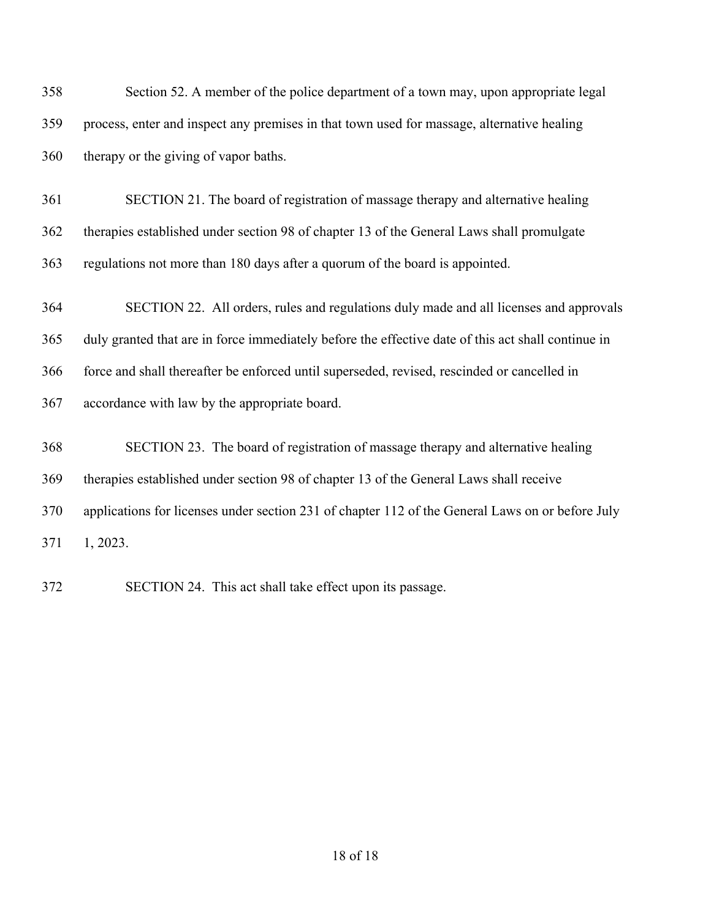Section 52. A member of the police department of a town may, upon appropriate legal process, enter and inspect any premises in that town used for massage, alternative healing therapy or the giving of vapor baths.

SECTION 21. The board of registration of massage therapy and alternative healing therapies established under section 98 of chapter 13 of the General Laws shall promulgate regulations not more than 180 days after a quorum of the board is appointed.

SECTION 22. All orders, rules and regulations duly made and all licenses and approvals duly granted that are in force immediately before the effective date of this act shall continue in force and shall thereafter be enforced until superseded, revised, rescinded or cancelled in accordance with law by the appropriate board.

SECTION 23. The board of registration of massage therapy and alternative healing therapies established under section 98 of chapter 13 of the General Laws shall receive applications for licenses under section 231 of chapter 112 of the General Laws on or before July 1, 2023.

SECTION 24. This act shall take effect upon its passage.